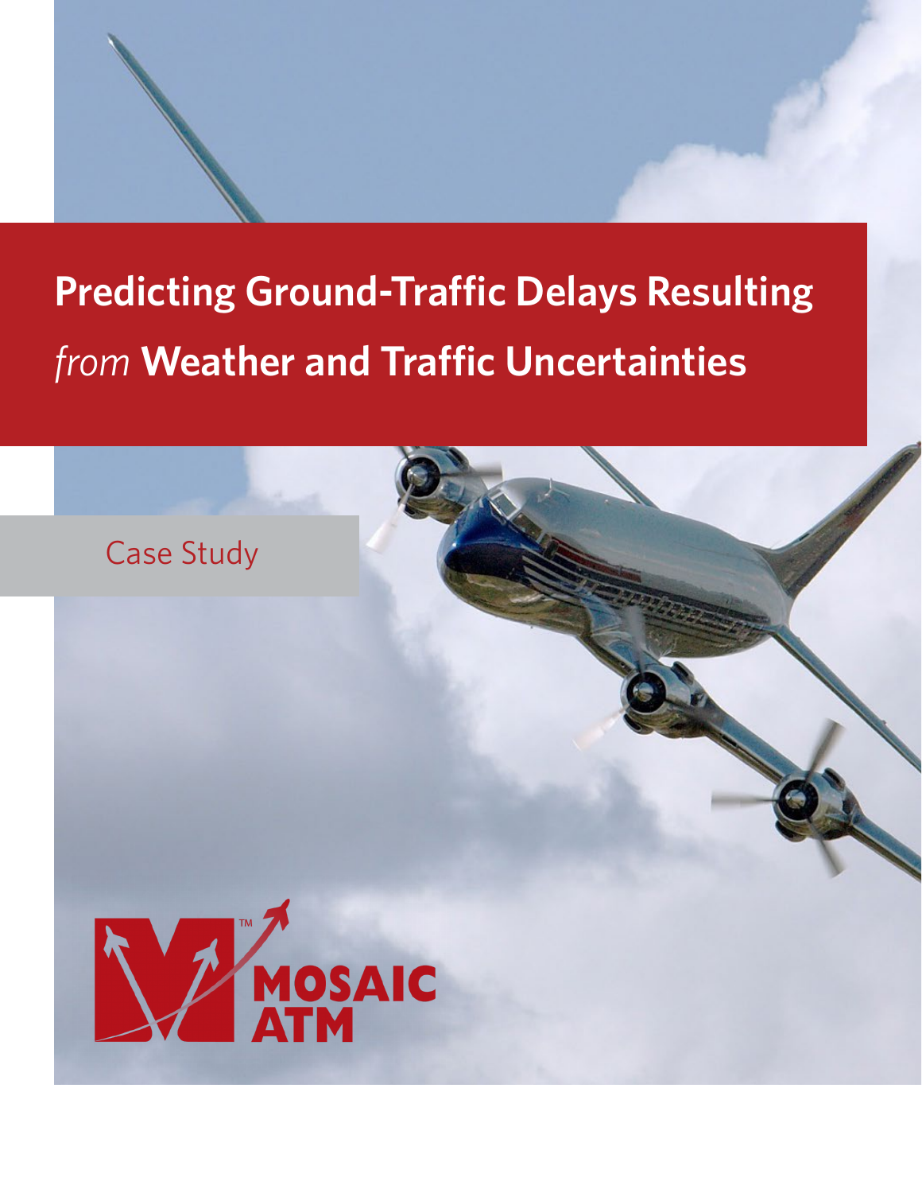# Predicting Ground-Traffic Delays Resulting *from* Weather and Traffic Uncertainties

Case Study

MOSAIC ATM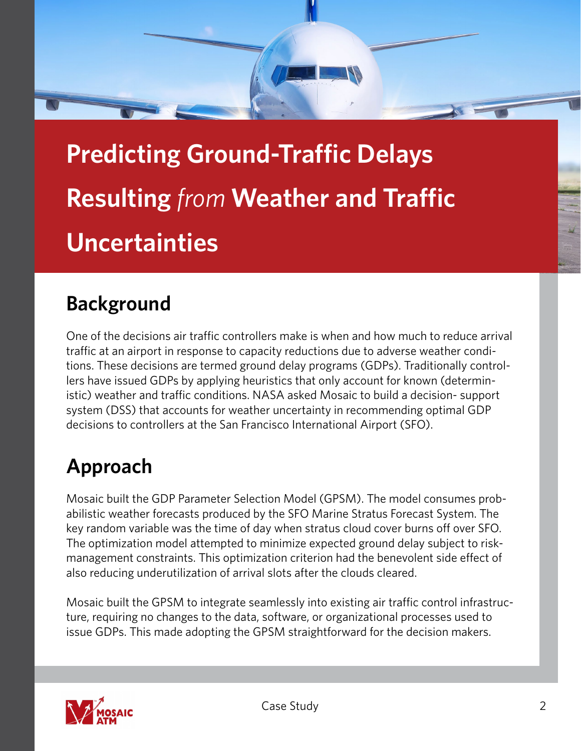# Predicting Ground-Traffic Delays Resulting *from* Weather and Traffic Uncertainties

## Background

One of the decisions air traffic controllers make is when and how much to reduce arrival traffic at an airport in response to capacity reductions due to adverse weather conditions. These decisions are termed ground delay programs (GDPs). Traditionally controllers have issued GDPs by applying heuristics that only account for known (deterministic) weather and traffic conditions. NASA asked Mosaic to build a decision- support system (DSS) that accounts for weather uncertainty in recommending optimal GDP decisions to controllers at the San Francisco International Airport (SFO).

## Approach

Mosaic built the GDP Parameter Selection Model (GPSM). The model consumes probabilistic weather forecasts produced by the SFO Marine Stratus Forecast System. The key random variable was the time of day when stratus cloud cover burns off over SFO. The optimization model attempted to minimize expected ground delay subject to risk-management constraints. This optimization criterion had the benevolent side effect of also reducing underutilization of arrival slots after the clouds cleared.

Mosaic built the GPSM to integrate seamlessly into existing air traffic control infrastructure, requiring no changes to the data, software, or organizational processes used to issue GDPs. This made adopting the GPSM straightforward for the decision makers.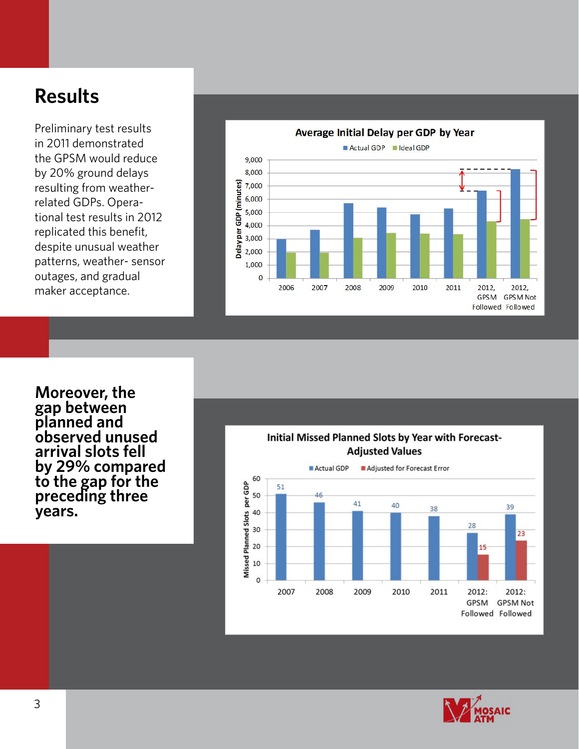# Results

Preliminary test results in 2011 demonstrated the GPSM would reduce by 20% ground delays resulting from weather-related GDPs. Operational test results in 2012 replicated this benefit, despite unusual weather patterns, weather- sensor outages, and gradual maker acceptance.

**Average Initial Delay per GDP by Year**

| Year | Actual GDP | Ideal GDP |
|---|---|---|
| 2006 | ~3,000 | ~1,950 |
| 2007 | ~3,700 | ~1,950 |
| 2008 | ~5,700 | ~3,050 |
| 2009 | ~5,400 | ~3,450 |
| 2010 | ~4,850 | ~3,400 |
| 2011 | ~5,300 | ~3,350 |
| 2012, GPSM Followed | ~6,650 | ~4,300 |
| 2012, GPSM Not Followed | ~8,300 | ~4,500 |

Delay per GDP (minutes)

**Moreover, the gap between planned and observed unused arrival slots fell by 29% compared to the gap for the preceding three years.**

**Initial Missed Planned Slots by Year with Forecast-Adjusted Values**

| Year | Actual GDP | Adjusted for Forecast Error |
|---|---|---|
| 2007 | 51 | |
| 2008 | 46 | |
| 2009 | 41 | |
| 2010 | 40 | |
| 2011 | 38 | |
| 2012: GPSM Followed | 28 | 15 |
| 2012: GPSM Not Followed | 39 | 23 |

Missed Planned Slots per GDP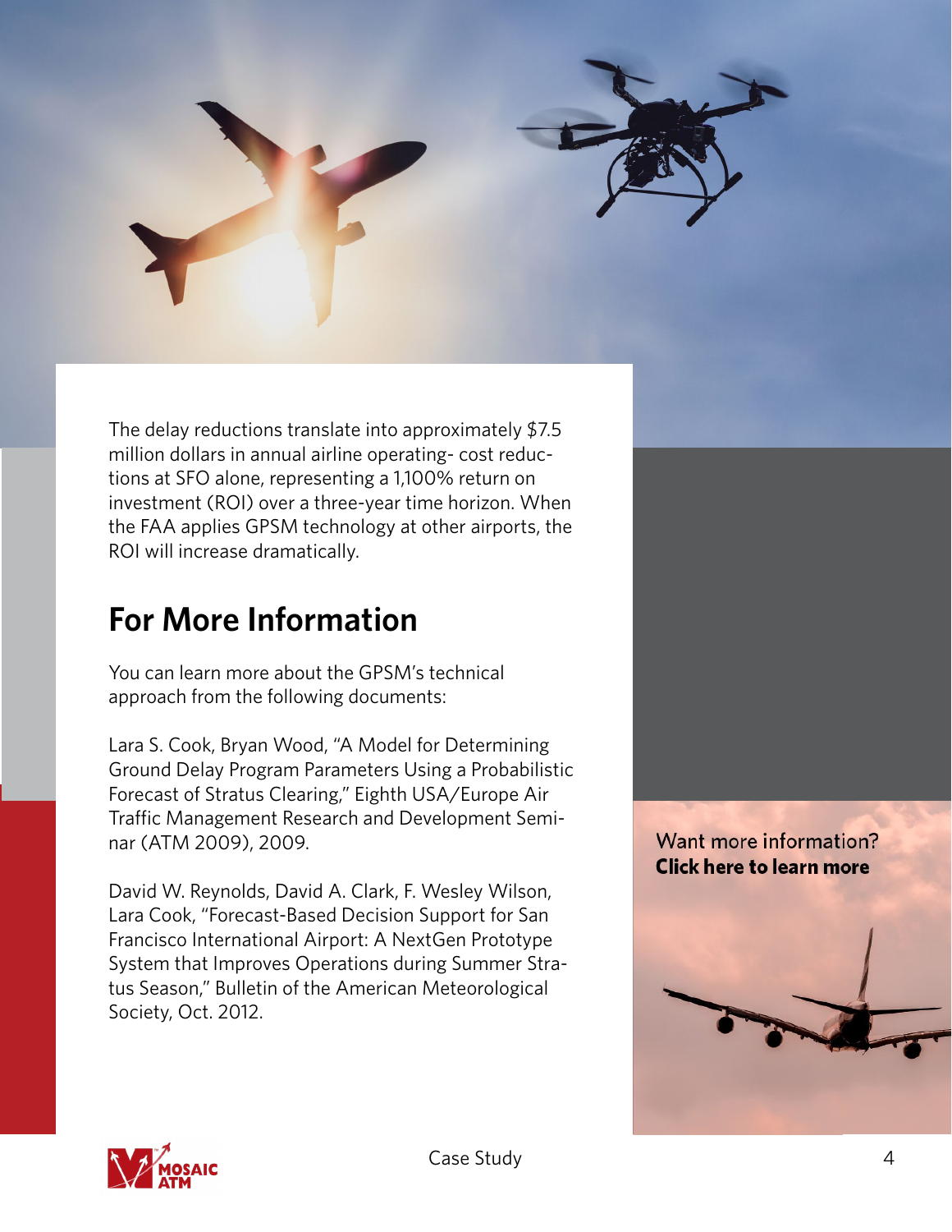The delay reductions translate into approximately $7.5 million dollars in annual airline operating- cost reductions at SFO alone, representing a 1,100% return on investment (ROI) over a three-year time horizon. When the FAA applies GPSM technology at other airports, the ROI will increase dramatically.

## For More Information

You can learn more about the GPSM's technical approach from the following documents:

Lara S. Cook, Bryan Wood, "A Model for Determining Ground Delay Program Parameters Using a Probabilistic Forecast of Stratus Clearing," Eighth USA/Europe Air Traffic Management Research and Development Seminar (ATM 2009), 2009.

David W. Reynolds, David A. Clark, F. Wesley Wilson, Lara Cook, "Forecast-Based Decision Support for San Francisco International Airport: A NextGen Prototype System that Improves Operations during Summer Stratus Season," Bulletin of the American Meteorological Society, Oct. 2012.

Want more information?
**Click here to learn more**